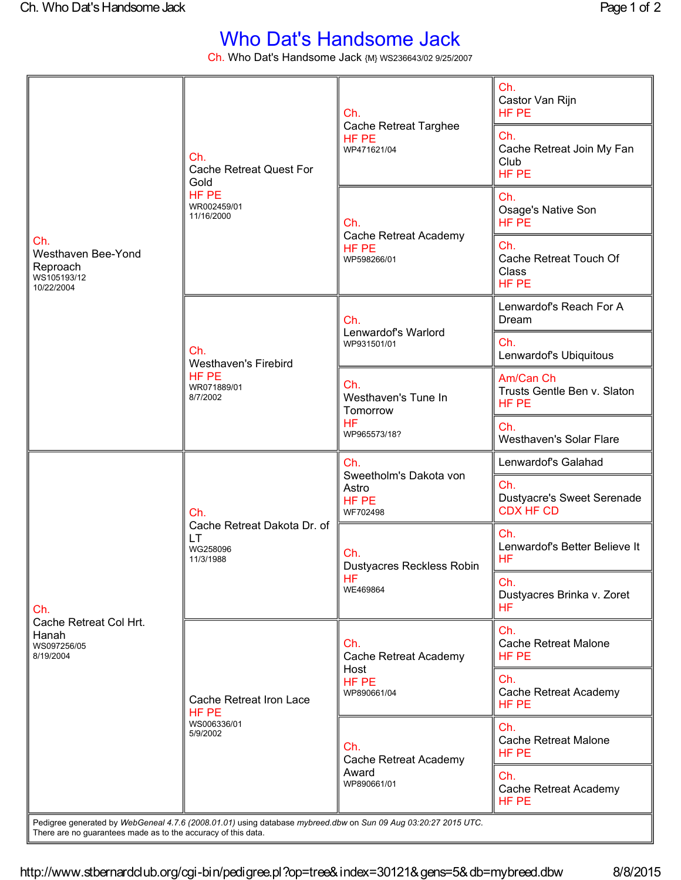# Who Dat's Handsome Jack

Ch. Who Dat's Handsome Jack {M} WS236643/02 9/25/2007

| Parents | Grandparents | Great-Grandparents | Great-Great-Grandparents |
|---|---|---|---|
| Ch. Westhaven Bee-Yond Reproach WS105193/12 10/22/2004 | Ch. Cache Retreat Quest For Gold HF PE WR002459/01 11/16/2000 | Ch. Cache Retreat Targhee HF PE WP471621/04 | Ch. Castor Van Rijn HF PE |
| | | | Ch. Cache Retreat Join My Fan Club HF PE |
| | | Ch. Cache Retreat Academy HF PE WP598266/01 | Ch. Osage's Native Son HF PE |
| | | | Ch. Cache Retreat Touch Of Class HF PE |
| | Ch. Westhaven's Firebird HF PE WR071889/01 8/7/2002 | Ch. Lenwardof's Warlord WP931501/01 | Lenwardof's Reach For A Dream |
| | | | Ch. Lenwardof's Ubiquitous |
| | | Ch. Westhaven's Tune In Tomorrow HF WP965573/18? | Am/Can Ch Trusts Gentle Ben v. Slaton HF PE |
| | | | Ch. Westhaven's Solar Flare |
| Ch. Cache Retreat Col Hrt. Hanah WS097256/05 8/19/2004 | Ch. Cache Retreat Dakota Dr. of LT WG258096 11/3/1988 | Ch. Sweetholm's Dakota von Astro HF PE WF702498 | Lenwardof's Galahad |
| | | | Ch. Dustyacre's Sweet Serenade CDX HF CD |
| | | Ch. Dustyacres Reckless Robin HF WE469864 | Ch. Lenwardof's Better Believe It HF |
| | | | Ch. Dustyacres Brinka v. Zoret HF |
| | Cache Retreat Iron Lace HF PE WS006336/01 5/9/2002 | Ch. Cache Retreat Academy Host HF PE WP890661/04 | Ch. Cache Retreat Malone HF PE |
| | | | Ch. Cache Retreat Academy HF PE |
| | | Ch. Cache Retreat Academy Award WP890661/01 | Ch. Cache Retreat Malone HF PE |
| | | | Ch. Cache Retreat Academy HF PE |

Pedigree generated by *WebGeneal 4.7.6 (2008.01.01)* using database *mybreed.dbw* on *Sun 09 Aug 03:20:27 2015 UTC*.
There are no guarantees made as to the accuracy of this data.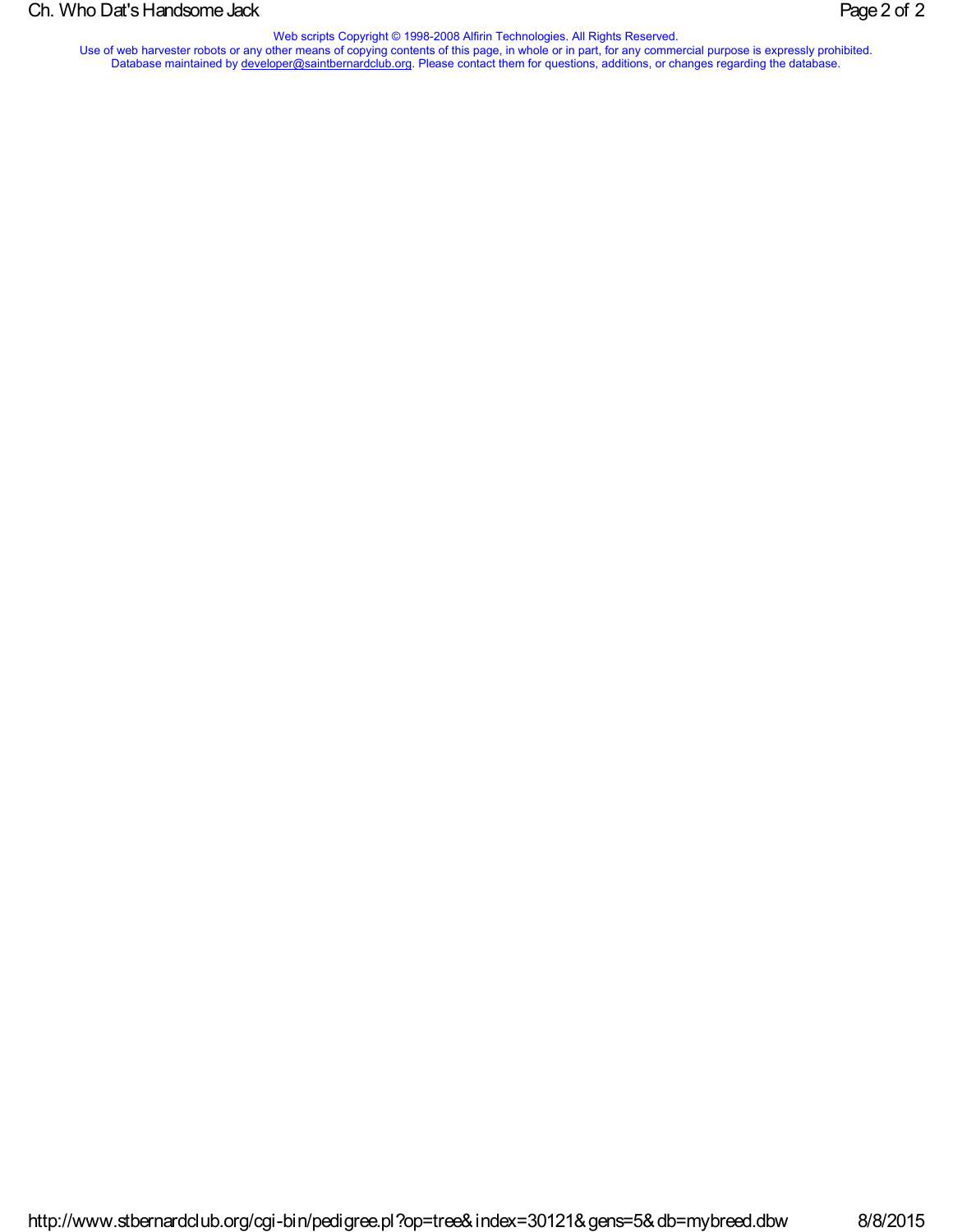Web scripts Copyright © 1998-2008 Alfirin Technologies. All Rights Reserved.
Use of web harvester robots or any other means of copying contents of this page, in whole or in part, for any commercial purpose is expressly prohibited.
Database maintained by developer@saintbernardclub.org. Please contact them for questions, additions, or changes regarding the database.